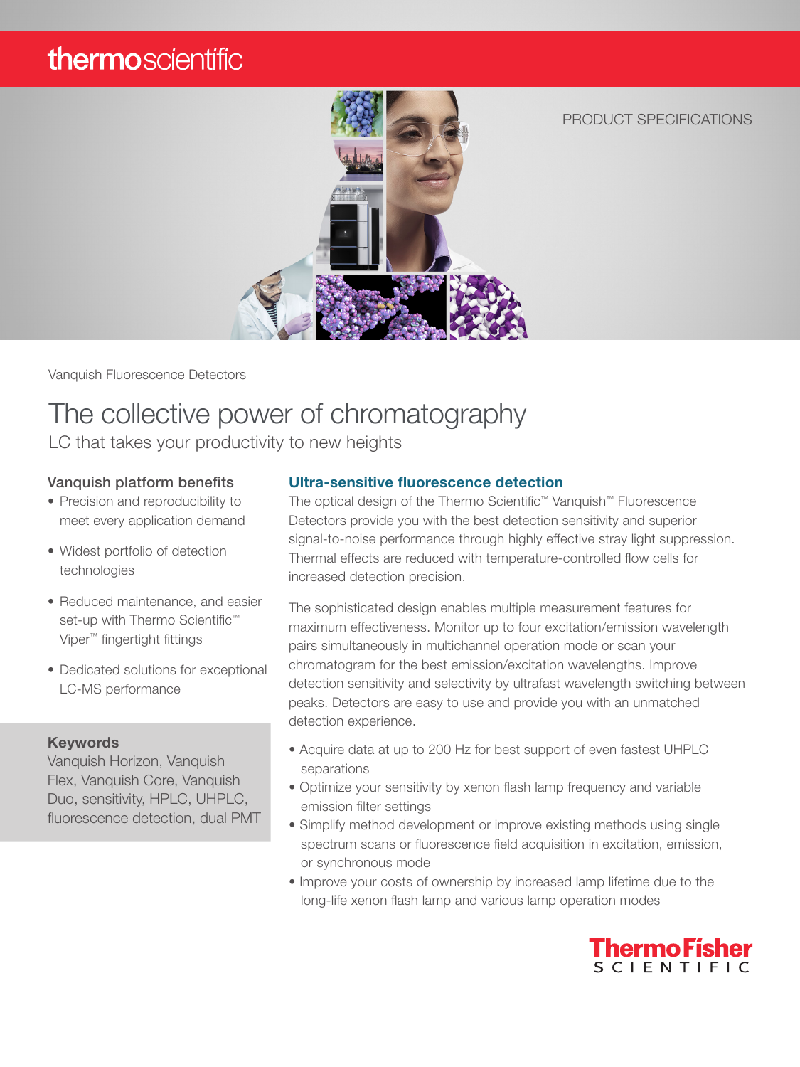thermoscientific

PRODUCT SPECIFICATIONS

Vanquish Fluorescence Detectors

# The collective power of chromatography

LC that takes your productivity to new heights

### Vanquish platform benefits

- Precision and reproducibility to meet every application demand
- Widest portfolio of detection technologies
- Reduced maintenance, and easier set-up with Thermo Scientific™ Viper™ fingertight fittings
- Dedicated solutions for exceptional LC-MS performance

**Keywords**
Vanquish Horizon, Vanquish Flex, Vanquish Core, Vanquish Duo, sensitivity, HPLC, UHPLC, fluorescence detection, dual PMT

## Ultra-sensitive fluorescence detection

The optical design of the Thermo Scientific™ Vanquish™ Fluorescence Detectors provide you with the best detection sensitivity and superior signal-to-noise performance through highly effective stray light suppression. Thermal effects are reduced with temperature-controlled flow cells for increased detection precision.

The sophisticated design enables multiple measurement features for maximum effectiveness. Monitor up to four excitation/emission wavelength pairs simultaneously in multichannel operation mode or scan your chromatogram for the best emission/excitation wavelengths. Improve detection sensitivity and selectivity by ultrafast wavelength switching between peaks. Detectors are easy to use and provide you with an unmatched detection experience.

- Acquire data at up to 200 Hz for best support of even fastest UHPLC separations
- Optimize your sensitivity by xenon flash lamp frequency and variable emission filter settings
- Simplify method development or improve existing methods using single spectrum scans or fluorescence field acquisition in excitation, emission, or synchronous mode
- Improve your costs of ownership by increased lamp lifetime due to the long-life xenon flash lamp and various lamp operation modes

Thermo Fisher SCIENTIFIC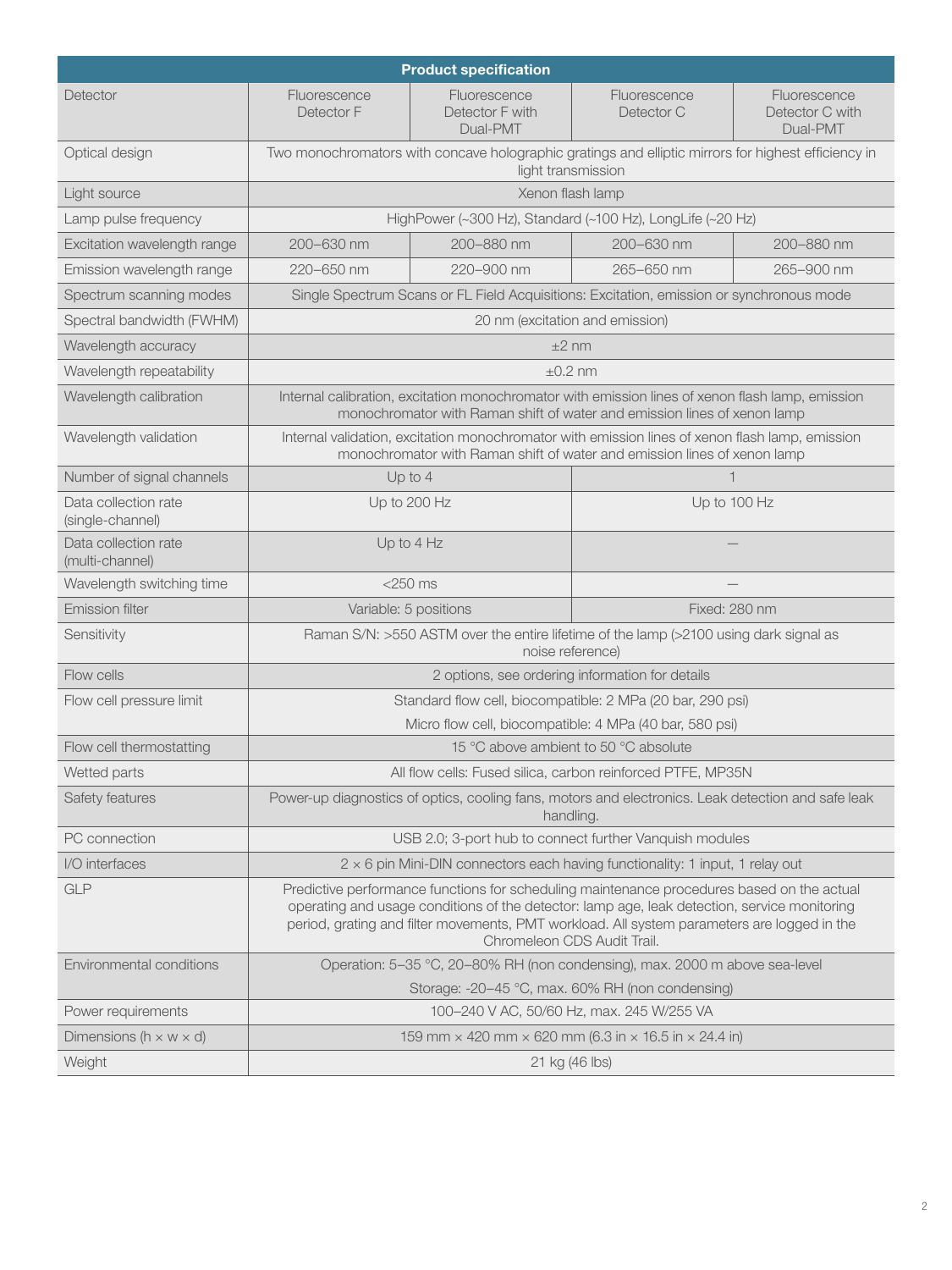| Product specification | | | | |
|---|---|---|---|---|
| Detector | Fluorescence Detector F | Fluorescence Detector F with Dual-PMT | Fluorescence Detector C | Fluorescence Detector C with Dual-PMT |
| Optical design | Two monochromators with concave holographic gratings and elliptic mirrors for highest efficiency in light transmission | | | |
| Light source | Xenon flash lamp | | | |
| Lamp pulse frequency | HighPower (~300 Hz), Standard (~100 Hz), LongLife (~20 Hz) | | | |
| Excitation wavelength range | 200–630 nm | 200–880 nm | 200–630 nm | 200–880 nm |
| Emission wavelength range | 220–650 nm | 220–900 nm | 265–650 nm | 265–900 nm |
| Spectrum scanning modes | Single Spectrum Scans or FL Field Acquisitions: Excitation, emission or synchronous mode | | | |
| Spectral bandwidth (FWHM) | 20 nm (excitation and emission) | | | |
| Wavelength accuracy | ±2 nm | | | |
| Wavelength repeatability | ±0.2 nm | | | |
| Wavelength calibration | Internal calibration, excitation monochromator with emission lines of xenon flash lamp, emission monochromator with Raman shift of water and emission lines of xenon lamp | | | |
| Wavelength validation | Internal validation, excitation monochromator with emission lines of xenon flash lamp, emission monochromator with Raman shift of water and emission lines of xenon lamp | | | |
| Number of signal channels | Up to 4 | | 1 | |
| Data collection rate (single-channel) | Up to 200 Hz | | Up to 100 Hz | |
| Data collection rate (multi-channel) | Up to 4 Hz | | — | |
| Wavelength switching time | <250 ms | | — | |
| Emission filter | Variable: 5 positions | | Fixed: 280 nm | |
| Sensitivity | Raman S/N: >550 ASTM over the entire lifetime of the lamp (>2100 using dark signal as noise reference) | | | |
| Flow cells | 2 options, see ordering information for details | | | |
| Flow cell pressure limit | Standard flow cell, biocompatible: 2 MPa (20 bar, 290 psi)<br>Micro flow cell, biocompatible: 4 MPa (40 bar, 580 psi) | | | |
| Flow cell thermostatting | 15 °C above ambient to 50 °C absolute | | | |
| Wetted parts | All flow cells: Fused silica, carbon reinforced PTFE, MP35N | | | |
| Safety features | Power-up diagnostics of optics, cooling fans, motors and electronics. Leak detection and safe leak handling. | | | |
| PC connection | USB 2.0; 3-port hub to connect further Vanquish modules | | | |
| I/O interfaces | 2 × 6 pin Mini-DIN connectors each having functionality: 1 input, 1 relay out | | | |
| GLP | Predictive performance functions for scheduling maintenance procedures based on the actual operating and usage conditions of the detector: lamp age, leak detection, service monitoring period, grating and filter movements, PMT workload. All system parameters are logged in the Chromeleon CDS Audit Trail. | | | |
| Environmental conditions | Operation: 5–35 °C, 20–80% RH (non condensing), max. 2000 m above sea-level<br>Storage: -20–45 °C, max. 60% RH (non condensing) | | | |
| Power requirements | 100–240 V AC, 50/60 Hz, max. 245 W/255 VA | | | |
| Dimensions (h × w × d) | 159 mm × 420 mm × 620 mm (6.3 in × 16.5 in × 24.4 in) | | | |
| Weight | 21 kg (46 lbs) | | | |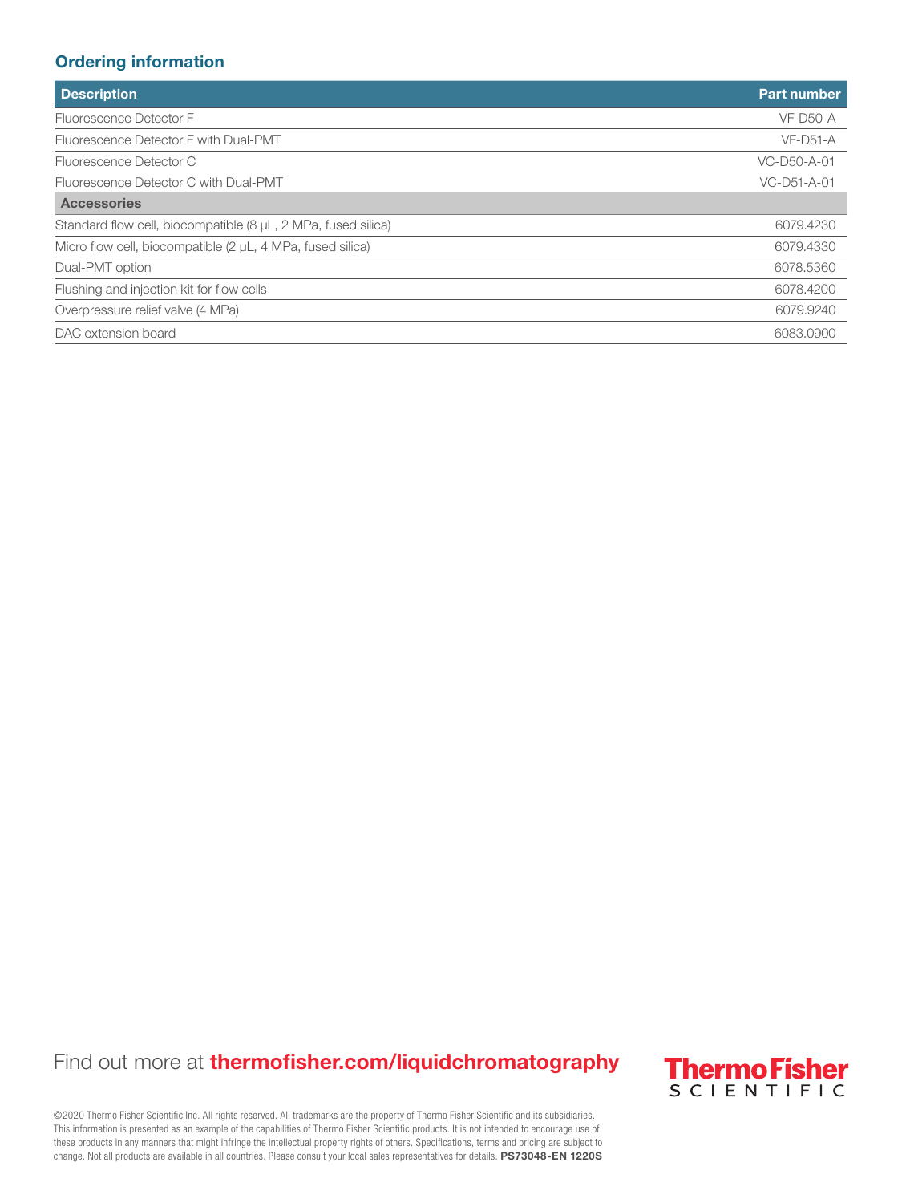## Ordering information

| Description | Part number |
|---|---|
| Fluorescence Detector F | VF-D50-A |
| Fluorescence Detector F with Dual-PMT | VF-D51-A |
| Fluorescence Detector C | VC-D50-A-01 |
| Fluorescence Detector C with Dual-PMT | VC-D51-A-01 |
| **Accessories** | |
| Standard flow cell, biocompatible (8 µL, 2 MPa, fused silica) | 6079.4230 |
| Micro flow cell, biocompatible (2 µL, 4 MPa, fused silica) | 6079.4330 |
| Dual-PMT option | 6078.5360 |
| Flushing and injection kit for flow cells | 6078.4200 |
| Overpressure relief valve (4 MPa) | 6079.9240 |
| DAC extension board | 6083.0900 |

Find out more at **thermofisher.com/liquidchromatography**

**ThermoFisher SCIENTIFIC**

©2020 Thermo Fisher Scientific Inc. All rights reserved. All trademarks are the property of Thermo Fisher Scientific and its subsidiaries. This information is presented as an example of the capabilities of Thermo Fisher Scientific products. It is not intended to encourage use of these products in any manners that might infringe the intellectual property rights of others. Specifications, terms and pricing are subject to change. Not all products are available in all countries. Please consult your local sales representatives for details. **PS73048-EN 1220S**